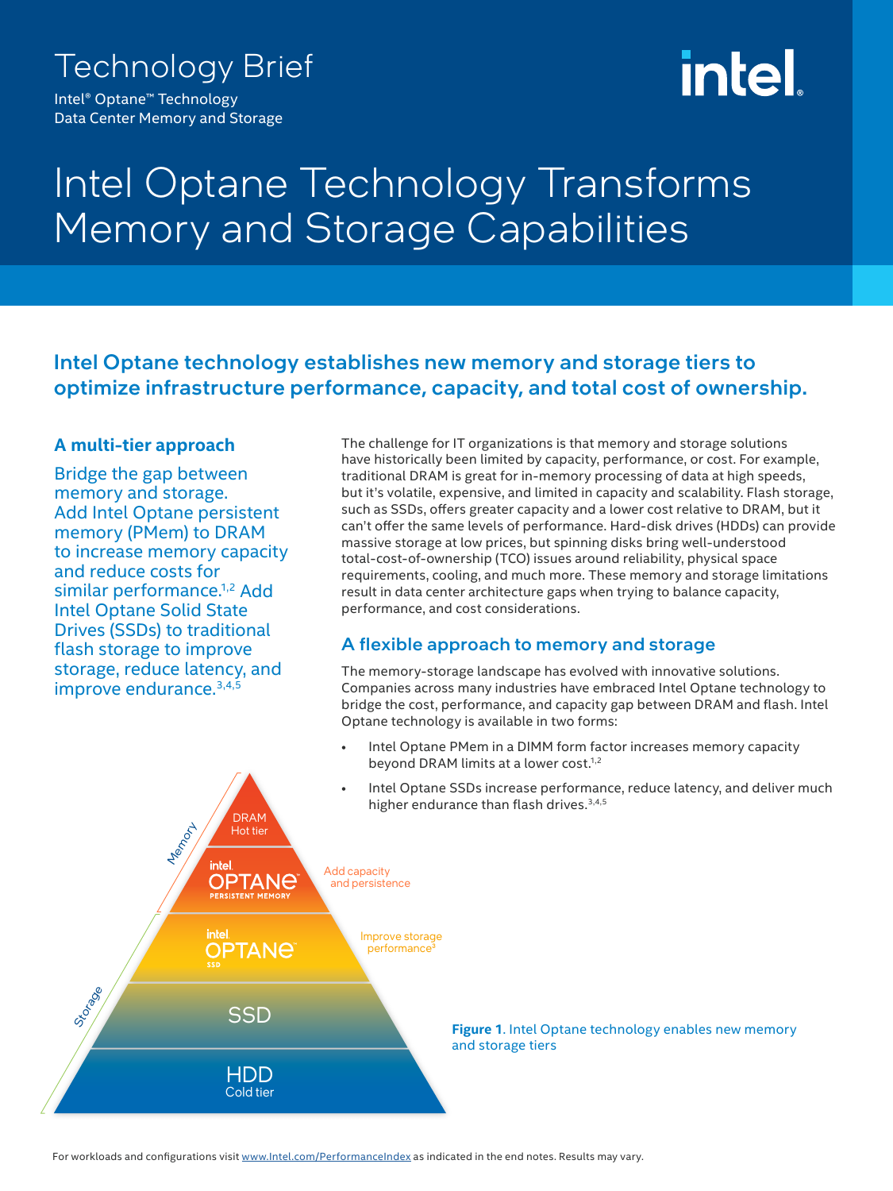# Technology Brief

Intel® Optane™ Technology
Data Center Memory and Storage

# Intel Optane Technology Transforms Memory and Storage Capabilities

## Intel Optane technology establishes new memory and storage tiers to optimize infrastructure performance, capacity, and total cost of ownership.

### A multi-tier approach

Bridge the gap between memory and storage. Add Intel Optane persistent memory (PMem) to DRAM to increase memory capacity and reduce costs for similar performance.[1,2] Add Intel Optane Solid State Drives (SSDs) to traditional flash storage to improve storage, reduce latency, and improve endurance.[3,4,5]

The challenge for IT organizations is that memory and storage solutions have historically been limited by capacity, performance, or cost. For example, traditional DRAM is great for in-memory processing of data at high speeds, but it's volatile, expensive, and limited in capacity and scalability. Flash storage, such as SSDs, offers greater capacity and a lower cost relative to DRAM, but it can't offer the same levels of performance. Hard-disk drives (HDDs) can provide massive storage at low prices, but spinning disks bring well-understood total-cost-of-ownership (TCO) issues around reliability, physical space requirements, cooling, and much more. These memory and storage limitations result in data center architecture gaps when trying to balance capacity, performance, and cost considerations.

### A flexible approach to memory and storage

The memory-storage landscape has evolved with innovative solutions. Companies across many industries have embraced Intel Optane technology to bridge the cost, performance, and capacity gap between DRAM and flash. Intel Optane technology is available in two forms:

- Intel Optane PMem in a DIMM form factor increases memory capacity beyond DRAM limits at a lower cost.[1,2]
- Intel Optane SSDs increase performance, reduce latency, and deliver much higher endurance than flash drives.[3,4,5]

Memory: DRAM Hot tier; intel OPTANE PERSISTENT MEMORY — Add capacity and persistence

Storage: intel OPTANE SSD — Improve storage performance[3]; SSD; HDD Cold tier

**Figure 1**. Intel Optane technology enables new memory and storage tiers

For workloads and configurations visit www.Intel.com/PerformanceIndex as indicated in the end notes. Results may vary.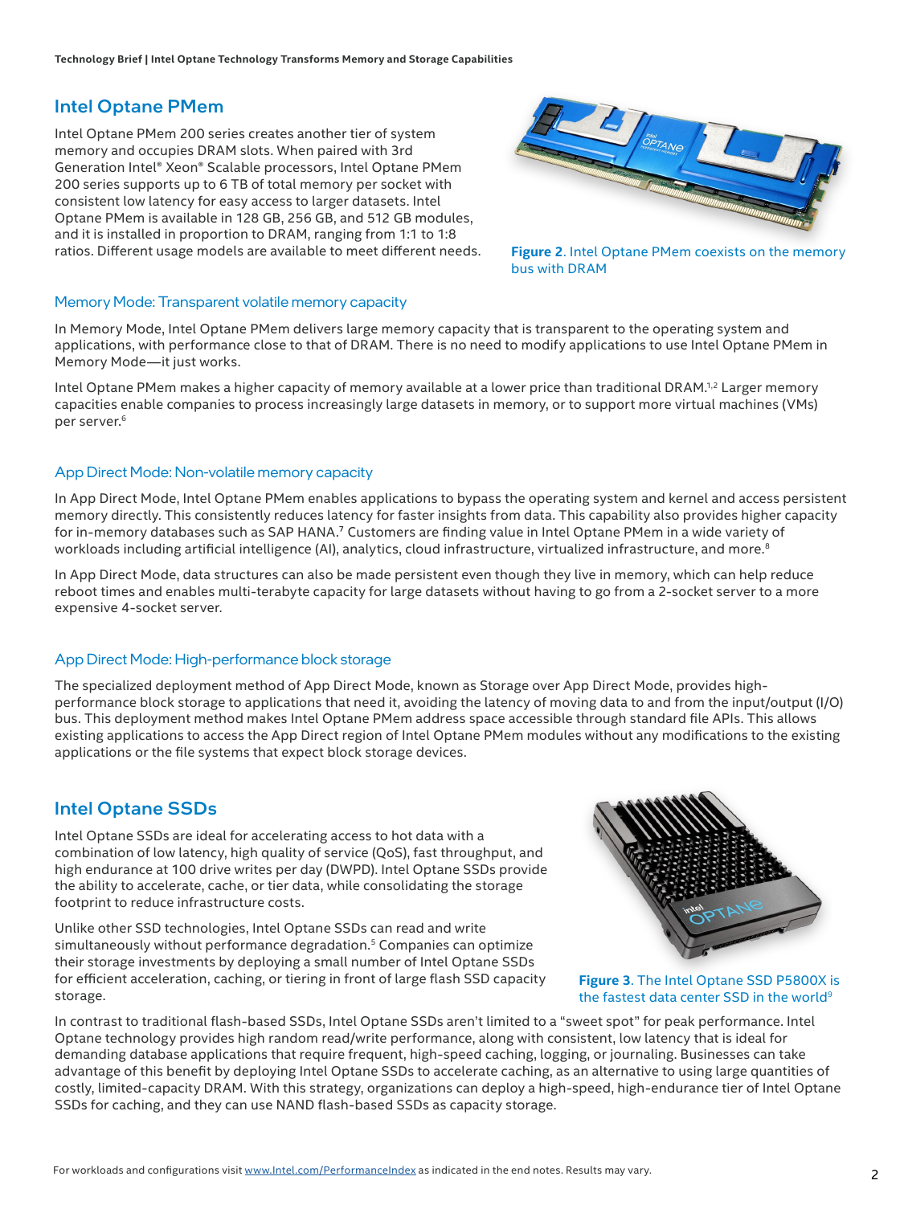## Intel Optane PMem

Intel Optane PMem 200 series creates another tier of system memory and occupies DRAM slots. When paired with 3rd Generation Intel® Xeon® Scalable processors, Intel Optane PMem 200 series supports up to 6 TB of total memory per socket with consistent low latency for easy access to larger datasets. Intel Optane PMem is available in 128 GB, 256 GB, and 512 GB modules, and it is installed in proportion to DRAM, ranging from 1:1 to 1:8 ratios. Different usage models are available to meet different needs.

**Figure 2**. Intel Optane PMem coexists on the memory bus with DRAM

### Memory Mode: Transparent volatile memory capacity

In Memory Mode, Intel Optane PMem delivers large memory capacity that is transparent to the operating system and applications, with performance close to that of DRAM. There is no need to modify applications to use Intel Optane PMem in Memory Mode—it just works.

Intel Optane PMem makes a higher capacity of memory available at a lower price than traditional DRAM.[1,2] Larger memory capacities enable companies to process increasingly large datasets in memory, or to support more virtual machines (VMs) per server.[6]

### App Direct Mode: Non-volatile memory capacity

In App Direct Mode, Intel Optane PMem enables applications to bypass the operating system and kernel and access persistent memory directly. This consistently reduces latency for faster insights from data. This capability also provides higher capacity for in-memory databases such as SAP HANA.[7] Customers are finding value in Intel Optane PMem in a wide variety of workloads including artificial intelligence (AI), analytics, cloud infrastructure, virtualized infrastructure, and more.[8]

In App Direct Mode, data structures can also be made persistent even though they live in memory, which can help reduce reboot times and enables multi-terabyte capacity for large datasets without having to go from a 2-socket server to a more expensive 4-socket server.

### App Direct Mode: High-performance block storage

The specialized deployment method of App Direct Mode, known as Storage over App Direct Mode, provides high-performance block storage to applications that need it, avoiding the latency of moving data to and from the input/output (I/O) bus. This deployment method makes Intel Optane PMem address space accessible through standard file APIs. This allows existing applications to access the App Direct region of Intel Optane PMem modules without any modifications to the existing applications or the file systems that expect block storage devices.

## Intel Optane SSDs

Intel Optane SSDs are ideal for accelerating access to hot data with a combination of low latency, high quality of service (QoS), fast throughput, and high endurance at 100 drive writes per day (DWPD). Intel Optane SSDs provide the ability to accelerate, cache, or tier data, while consolidating the storage footprint to reduce infrastructure costs.

Unlike other SSD technologies, Intel Optane SSDs can read and write simultaneously without performance degradation.[5] Companies can optimize their storage investments by deploying a small number of Intel Optane SSDs for efficient acceleration, caching, or tiering in front of large flash SSD capacity storage.

**Figure 3**. The Intel Optane SSD P5800X is the fastest data center SSD in the world[9]

In contrast to traditional flash-based SSDs, Intel Optane SSDs aren't limited to a "sweet spot" for peak performance. Intel Optane technology provides high random read/write performance, along with consistent, low latency that is ideal for demanding database applications that require frequent, high-speed caching, logging, or journaling. Businesses can take advantage of this benefit by deploying Intel Optane SSDs to accelerate caching, as an alternative to using large quantities of costly, limited-capacity DRAM. With this strategy, organizations can deploy a high-speed, high-endurance tier of Intel Optane SSDs for caching, and they can use NAND flash-based SSDs as capacity storage.

For workloads and configurations visit www.Intel.com/PerformanceIndex as indicated in the end notes. Results may vary.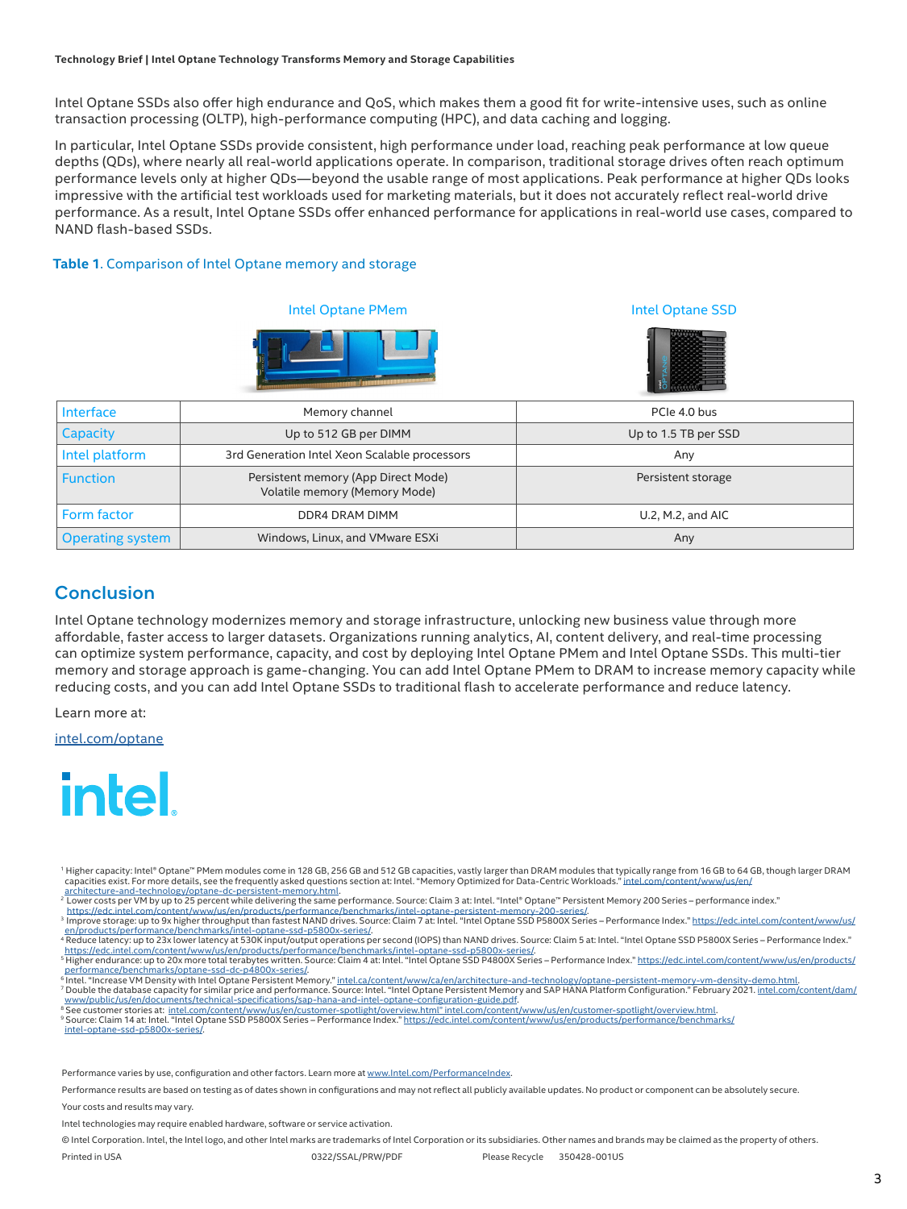Intel Optane SSDs also offer high endurance and QoS, which makes them a good fit for write-intensive uses, such as online transaction processing (OLTP), high-performance computing (HPC), and data caching and logging.

In particular, Intel Optane SSDs provide consistent, high performance under load, reaching peak performance at low queue depths (QDs), where nearly all real-world applications operate. In comparison, traditional storage drives often reach optimum performance levels only at higher QDs—beyond the usable range of most applications. Peak performance at higher QDs looks impressive with the artificial test workloads used for marketing materials, but it does not accurately reflect real-world drive performance. As a result, Intel Optane SSDs offer enhanced performance for applications in real-world use cases, compared to NAND flash-based SSDs.

**Table 1**. Comparison of Intel Optane memory and storage

| | Intel Optane PMem | Intel Optane SSD |
|---|---|---|
| Interface | Memory channel | PCIe 4.0 bus |
| Capacity | Up to 512 GB per DIMM | Up to 1.5 TB per SSD |
| Intel platform | 3rd Generation Intel Xeon Scalable processors | Any |
| Function | Persistent memory (App Direct Mode)<br>Volatile memory (Memory Mode) | Persistent storage |
| Form factor | DDR4 DRAM DIMM | U.2, M.2, and AIC |
| Operating system | Windows, Linux, and VMware ESXi | Any |

## Conclusion

Intel Optane technology modernizes memory and storage infrastructure, unlocking new business value through more affordable, faster access to larger datasets. Organizations running analytics, AI, content delivery, and real-time processing can optimize system performance, capacity, and cost by deploying Intel Optane PMem and Intel Optane SSDs. This multi-tier memory and storage approach is game-changing. You can add Intel Optane PMem to DRAM to increase memory capacity while reducing costs, and you can add Intel Optane SSDs to traditional flash to accelerate performance and reduce latency.

Learn more at:

intel.com/optane

intel.

[1] Higher capacity: Intel® Optane™ PMem modules come in 128 GB, 256 GB and 512 GB capacities, vastly larger than DRAM modules that typically range from 16 GB to 64 GB, though larger DRAM capacities exist. For more details, see the frequently asked questions section at: Intel. "Memory Optimized for Data-Centric Workloads." intel.com/content/www/us/en/architecture-and-technology/optane-dc-persistent-memory.html.

[2] Lower costs per VM by up to 25 percent while delivering the same performance. Source: Claim 3 at: Intel. "Intel® Optane™ Persistent Memory 200 Series – performance index." https://edc.intel.com/content/www/us/en/products/performance/benchmarks/intel-optane-persistent-memory-200-series/.

[3] Improve storage: up to 9x higher throughput than fastest NAND drives. Source: Claim 7 at: Intel. "Intel Optane SSD P5800X Series – Performance Index." https://edc.intel.com/content/www/us/en/products/performance/benchmarks/intel-optane-ssd-p5800x-series/.

[4] Reduce latency: up to 23x lower latency at 530K input/output operations per second (IOPS) than NAND drives. Source: Claim 5 at: Intel. "Intel Optane SSD P5800X Series – Performance Index." https://edc.intel.com/content/www/us/en/products/performance/benchmarks/intel-optane-ssd-p5800x-series/.

[5] Higher endurance: up to 20x more total terabytes written. Source: Claim 4 at: Intel. "Intel Optane SSD P4800X Series – Performance Index." https://edc.intel.com/content/www/us/en/products/performance/benchmarks/optane-ssd-dc-p4800x-series/.

[6] Intel. "Increase VM Density with Intel Optane Persistent Memory." intel.ca/content/www/ca/en/architecture-and-technology/optane-persistent-memory-vm-density-demo.html.

[7] Double the database capacity for similar price and performance. Source: Intel. "Intel Optane Persistent Memory and SAP HANA Platform Configuration." February 2021. intel.com/content/dam/www/public/us/en/documents/technical-specifications/sap-hana-and-intel-optane-configuration-guide.pdf.

[8] See customer stories at: intel.com/content/www/us/en/customer-spotlight/overview.html" intel.com/content/www/us/en/customer-spotlight/overview.html.

[9] Source: Claim 14 at: Intel. "Intel Optane SSD P5800X Series – Performance Index." https://edc.intel.com/content/www/us/en/products/performance/benchmarks/intel-optane-ssd-p5800x-series/.

Performance varies by use, configuration and other factors. Learn more at www.Intel.com/PerformanceIndex.

Performance results are based on testing as of dates shown in configurations and may not reflect all publicly available updates. No product or component can be absolutely secure.

Your costs and results may vary.

Intel technologies may require enabled hardware, software or service activation.

© Intel Corporation. Intel, the Intel logo, and other Intel marks are trademarks of Intel Corporation or its subsidiaries. Other names and brands may be claimed as the property of others.

Printed in USA 0322/SSAL/PRW/PDF Please Recycle 350428-001US